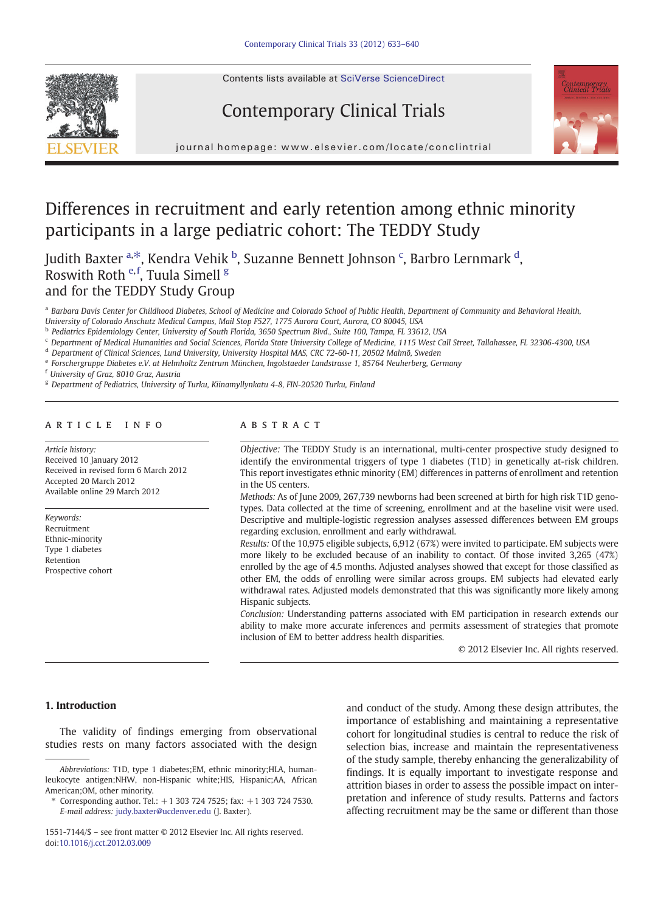# Differences in recruitment and early retention among ethnic minority participants in a large pediatric cohort: The TEDDY Study

Judith Baxter [a,*], Kendra Vehik [b], Suzanne Bennett Johnson [c], Barbro Lernmark [d], Roswith Roth [e,f], Tuula Simell [g]
and for the TEDDY Study Group

[a] Barbara Davis Center for Childhood Diabetes, School of Medicine and Colorado School of Public Health, Department of Community and Behavioral Health, University of Colorado Anschutz Medical Campus, Mail Stop F527, 1775 Aurora Court, Aurora, CO 80045, USA
[b] Pediatrics Epidemiology Center, University of South Florida, 3650 Spectrum Blvd., Suite 100, Tampa, FL 33612, USA
[c] Department of Medical Humanities and Social Sciences, Florida State University College of Medicine, 1115 West Call Street, Tallahassee, FL 32306-4300, USA
[d] Department of Clinical Sciences, Lund University, University Hospital MAS, CRC 72-60-11, 20502 Malmö, Sweden
[e] Forschergruppe Diabetes e.V. at Helmholtz Zentrum München, Ingolstaeder Landstrasse 1, 85764 Neuherberg, Germany
[f] University of Graz, 8010 Graz, Austria
[g] Department of Pediatrics, University of Turku, Kiinamyllynkatu 4-8, FIN-20520 Turku, Finland

## ARTICLE INFO

*Article history:*
Received 10 January 2012
Received in revised form 6 March 2012
Accepted 20 March 2012
Available online 29 March 2012

*Keywords:*
Recruitment
Ethnic-minority
Type 1 diabetes
Retention
Prospective cohort

## ABSTRACT

*Objective:* The TEDDY Study is an international, multi-center prospective study designed to identify the environmental triggers of type 1 diabetes (T1D) in genetically at-risk children. This report investigates ethnic minority (EM) differences in patterns of enrollment and retention in the US centers.

*Methods:* As of June 2009, 267,739 newborns had been screened at birth for high risk T1D genotypes. Data collected at the time of screening, enrollment and at the baseline visit were used. Descriptive and multiple-logistic regression analyses assessed differences between EM groups regarding exclusion, enrollment and early withdrawal.

*Results:* Of the 10,975 eligible subjects, 6,912 (67%) were invited to participate. EM subjects were more likely to be excluded because of an inability to contact. Of those invited 3,265 (47%) enrolled by the age of 4.5 months. Adjusted analyses showed that except for those classified as other EM, the odds of enrolling were similar across groups. EM subjects had elevated early withdrawal rates. Adjusted models demonstrated that this was significantly more likely among Hispanic subjects.

*Conclusion:* Understanding patterns associated with EM participation in research extends our ability to make more accurate inferences and permits assessment of strategies that promote inclusion of EM to better address health disparities.

© 2012 Elsevier Inc. All rights reserved.

## 1. Introduction

The validity of findings emerging from observational studies rests on many factors associated with the design and conduct of the study. Among these design attributes, the importance of establishing and maintaining a representative cohort for longitudinal studies is central to reduce the risk of selection bias, increase and maintain the representativeness of the study sample, thereby enhancing the generalizability of findings. It is equally important to investigate response and attrition biases in order to assess the possible impact on interpretation and inference of study results. Patterns and factors affecting recruitment may be the same or different than those

---

*Abbreviations:* T1D, type 1 diabetes;EM, ethnic minority;HLA, human-leukocyte antigen;NHW, non-Hispanic white;HIS, Hispanic;AA, African American;OM, other minority.

* Corresponding author. Tel.: +1 303 724 7525; fax: +1 303 724 7530. *E-mail address:* judy.baxter@ucdenver.edu (J. Baxter).

1551-7144/$ – see front matter © 2012 Elsevier Inc. All rights reserved.
doi:10.1016/j.cct.2012.03.009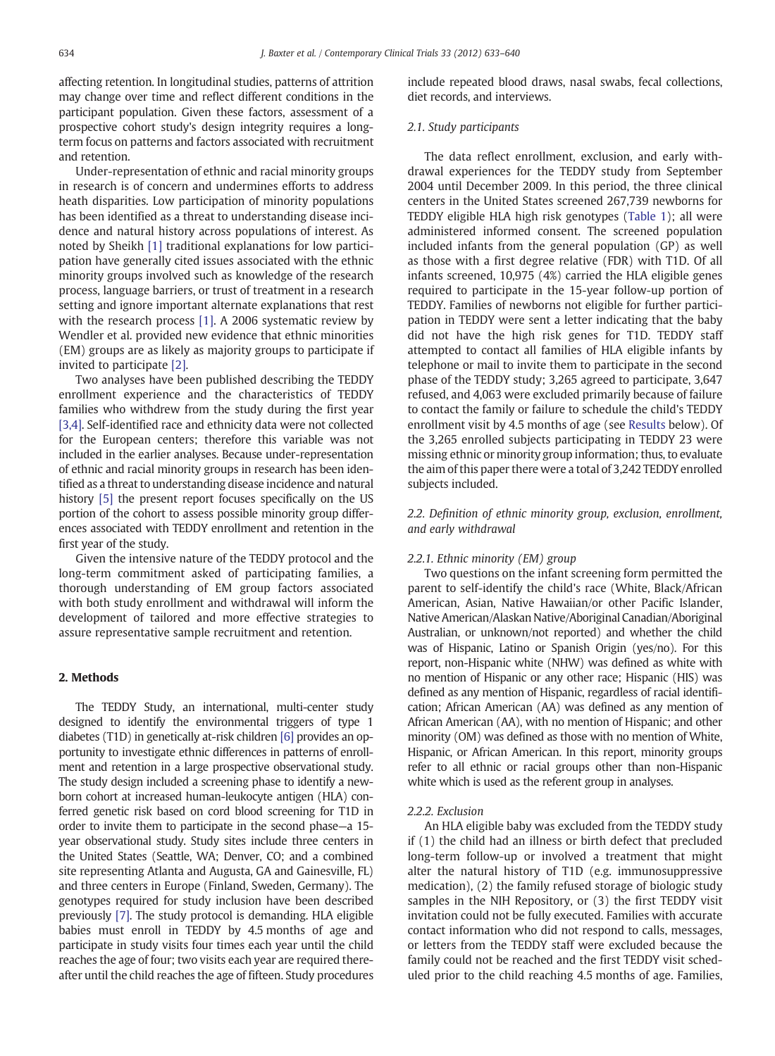affecting retention. In longitudinal studies, patterns of attrition may change over time and reflect different conditions in the participant population. Given these factors, assessment of a prospective cohort study's design integrity requires a long-term focus on patterns and factors associated with recruitment and retention.

Under-representation of ethnic and racial minority groups in research is of concern and undermines efforts to address heath disparities. Low participation of minority populations has been identified as a threat to understanding disease incidence and natural history across populations of interest. As noted by Sheikh [1] traditional explanations for low participation have generally cited issues associated with the ethnic minority groups involved such as knowledge of the research process, language barriers, or trust of treatment in a research setting and ignore important alternate explanations that rest with the research process [1]. A 2006 systematic review by Wendler et al. provided new evidence that ethnic minorities (EM) groups are as likely as majority groups to participate if invited to participate [2].

Two analyses have been published describing the TEDDY enrollment experience and the characteristics of TEDDY families who withdrew from the study during the first year [3,4]. Self-identified race and ethnicity data were not collected for the European centers; therefore this variable was not included in the earlier analyses. Because under-representation of ethnic and racial minority groups in research has been identified as a threat to understanding disease incidence and natural history [5] the present report focuses specifically on the US portion of the cohort to assess possible minority group differences associated with TEDDY enrollment and retention in the first year of the study.

Given the intensive nature of the TEDDY protocol and the long-term commitment asked of participating families, a thorough understanding of EM group factors associated with both study enrollment and withdrawal will inform the development of tailored and more effective strategies to assure representative sample recruitment and retention.

## 2. Methods

The TEDDY Study, an international, multi-center study designed to identify the environmental triggers of type 1 diabetes (T1D) in genetically at-risk children [6] provides an opportunity to investigate ethnic differences in patterns of enrollment and retention in a large prospective observational study. The study design included a screening phase to identify a newborn cohort at increased human-leukocyte antigen (HLA) conferred genetic risk based on cord blood screening for T1D in order to invite them to participate in the second phase—a 15-year observational study. Study sites include three centers in the United States (Seattle, WA; Denver, CO; and a combined site representing Atlanta and Augusta, GA and Gainesville, FL) and three centers in Europe (Finland, Sweden, Germany). The genotypes required for study inclusion have been described previously [7]. The study protocol is demanding. HLA eligible babies must enroll in TEDDY by 4.5 months of age and participate in study visits four times each year until the child reaches the age of four; two visits each year are required thereafter until the child reaches the age of fifteen. Study procedures include repeated blood draws, nasal swabs, fecal collections, diet records, and interviews.

### 2.1. Study participants

The data reflect enrollment, exclusion, and early withdrawal experiences for the TEDDY study from September 2004 until December 2009. In this period, the three clinical centers in the United States screened 267,739 newborns for TEDDY eligible HLA high risk genotypes (Table 1); all were administered informed consent. The screened population included infants from the general population (GP) as well as those with a first degree relative (FDR) with T1D. Of all infants screened, 10,975 (4%) carried the HLA eligible genes required to participate in the 15-year follow-up portion of TEDDY. Families of newborns not eligible for further participation in TEDDY were sent a letter indicating that the baby did not have the high risk genes for T1D. TEDDY staff attempted to contact all families of HLA eligible infants by telephone or mail to invite them to participate in the second phase of the TEDDY study; 3,265 agreed to participate, 3,647 refused, and 4,063 were excluded primarily because of failure to contact the family or failure to schedule the child's TEDDY enrollment visit by 4.5 months of age (see Results below). Of the 3,265 enrolled subjects participating in TEDDY 23 were missing ethnic or minority group information; thus, to evaluate the aim of this paper there were a total of 3,242 TEDDY enrolled subjects included.

### 2.2. Definition of ethnic minority group, exclusion, enrollment, and early withdrawal

#### 2.2.1. Ethnic minority (EM) group

Two questions on the infant screening form permitted the parent to self-identify the child's race (White, Black/African American, Asian, Native Hawaiian/or other Pacific Islander, Native American/Alaskan Native/Aboriginal Canadian/Aboriginal Australian, or unknown/not reported) and whether the child was of Hispanic, Latino or Spanish Origin (yes/no). For this report, non-Hispanic white (NHW) was defined as white with no mention of Hispanic or any other race; Hispanic (HIS) was defined as any mention of Hispanic, regardless of racial identification; African American (AA) was defined as any mention of African American (AA), with no mention of Hispanic; and other minority (OM) was defined as those with no mention of White, Hispanic, or African American. In this report, minority groups refer to all ethnic or racial groups other than non-Hispanic white which is used as the referent group in analyses.

#### 2.2.2. Exclusion

An HLA eligible baby was excluded from the TEDDY study if (1) the child had an illness or birth defect that precluded long-term follow-up or involved a treatment that might alter the natural history of T1D (e.g. immunosuppressive medication), (2) the family refused storage of biologic study samples in the NIH Repository, or (3) the first TEDDY visit invitation could not be fully executed. Families with accurate contact information who did not respond to calls, messages, or letters from the TEDDY staff were excluded because the family could not be reached and the first TEDDY visit scheduled prior to the child reaching 4.5 months of age. Families,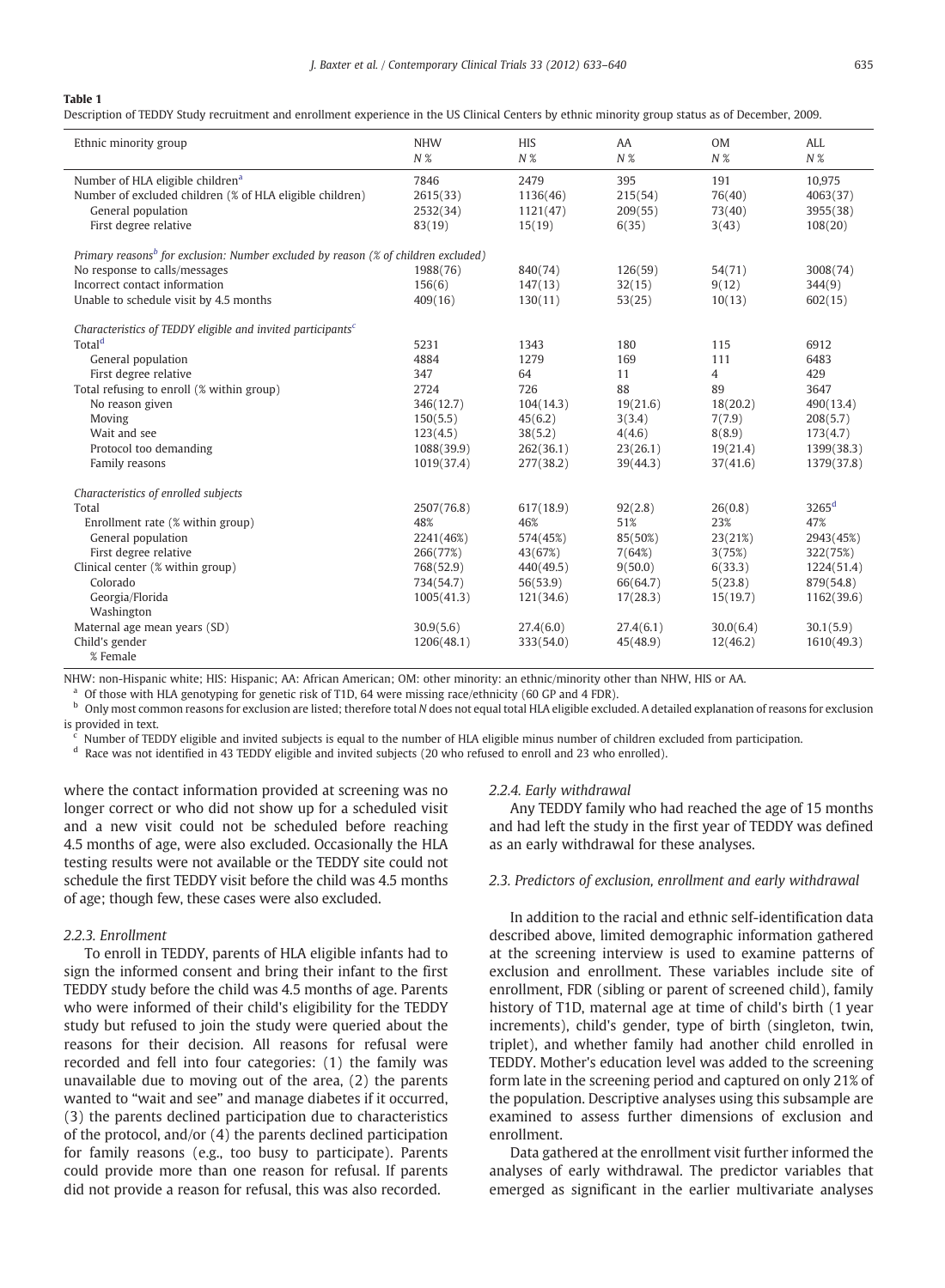**Table 1**

Description of TEDDY Study recruitment and enrollment experience in the US Clinical Centers by ethnic minority group status as of December, 2009.

| Ethnic minority group | NHW<br>*N* % | HIS<br>*N* % | AA<br>*N* % | OM<br>*N* % | ALL<br>*N* % |
|---|---|---|---|---|---|
| Number of HLA eligible children[a] | 7846 | 2479 | 395 | 191 | 10,975 |
| Number of excluded children (% of HLA eligible children) | 2615(33) | 1136(46) | 215(54) | 76(40) | 4063(37) |
| General population | 2532(34) | 1121(47) | 209(55) | 73(40) | 3955(38) |
| First degree relative | 83(19) | 15(19) | 6(35) | 3(43) | 108(20) |
| *Primary reasons[b] for exclusion: Number excluded by reason (% of children excluded)* | | | | | |
| No response to calls/messages | 1988(76) | 840(74) | 126(59) | 54(71) | 3008(74) |
| Incorrect contact information | 156(6) | 147(13) | 32(15) | 9(12) | 344(9) |
| Unable to schedule visit by 4.5 months | 409(16) | 130(11) | 53(25) | 10(13) | 602(15) |
| *Characteristics of TEDDY eligible and invited participants[c]* | | | | | |
| Total[d] | 5231 | 1343 | 180 | 115 | 6912 |
| General population | 4884 | 1279 | 169 | 111 | 6483 |
| First degree relative | 347 | 64 | 11 | 4 | 429 |
| Total refusing to enroll (% within group) | 2724 | 726 | 88 | 89 | 3647 |
| No reason given | 346(12.7) | 104(14.3) | 19(21.6) | 18(20.2) | 490(13.4) |
| Moving | 150(5.5) | 45(6.2) | 3(3.4) | 7(7.9) | 208(5.7) |
| Wait and see | 123(4.5) | 38(5.2) | 4(4.6) | 8(8.9) | 173(4.7) |
| Protocol too demanding | 1088(39.9) | 262(36.1) | 23(26.1) | 19(21.4) | 1399(38.3) |
| Family reasons | 1019(37.4) | 277(38.2) | 39(44.3) | 37(41.6) | 1379(37.8) |
| *Characteristics of enrolled subjects* | | | | | |
| Total | 2507(76.8) | 617(18.9) | 92(2.8) | 26(0.8) | 3265[d] |
| Enrollment rate (% within group) | 48% | 46% | 51% | 23% | 47% |
| General population | 2241(46%) | 574(45%) | 85(50%) | 23(21%) | 2943(45%) |
| First degree relative | 266(77%) | 43(67%) | 7(64%) | 3(75%) | 322(75%) |
| Clinical center (% within group) | 768(52.9) | 440(49.5) | 9(50.0) | 6(33.3) | 1224(51.4) |
| Colorado | 734(54.7) | 56(53.9) | 66(64.7) | 5(23.8) | 879(54.8) |
| Georgia/Florida | 1005(41.3) | 121(34.6) | 17(28.3) | 15(19.7) | 1162(39.6) |
| Washington | | | | | |
| Maternal age mean years (SD) | 30.9(5.6) | 27.4(6.0) | 27.4(6.1) | 30.0(6.4) | 30.1(5.9) |
| Child's gender<br>% Female | 1206(48.1) | 333(54.0) | 45(48.9) | 12(46.2) | 1610(49.3) |

NHW: non-Hispanic white; HIS: Hispanic; AA: African American; OM: other minority: an ethnic/minority other than NHW, HIS or AA.

[a] Of those with HLA genotyping for genetic risk of T1D, 64 were missing race/ethnicity (60 GP and 4 FDR).

[b] Only most common reasons for exclusion are listed; therefore total *N* does not equal total HLA eligible excluded. A detailed explanation of reasons for exclusion is provided in text.

[c] Number of TEDDY eligible and invited subjects is equal to the number of HLA eligible minus number of children excluded from participation.

[d] Race was not identified in 43 TEDDY eligible and invited subjects (20 who refused to enroll and 23 who enrolled).

where the contact information provided at screening was no longer correct or who did not show up for a scheduled visit and a new visit could not be scheduled before reaching 4.5 months of age, were also excluded. Occasionally the HLA testing results were not available or the TEDDY site could not schedule the first TEDDY visit before the child was 4.5 months of age; though few, these cases were also excluded.

#### 2.2.3. Enrollment

To enroll in TEDDY, parents of HLA eligible infants had to sign the informed consent and bring their infant to the first TEDDY study before the child was 4.5 months of age. Parents who were informed of their child's eligibility for the TEDDY study but refused to join the study were queried about the reasons for their decision. All reasons for refusal were recorded and fell into four categories: (1) the family was unavailable due to moving out of the area, (2) the parents wanted to "wait and see" and manage diabetes if it occurred, (3) the parents declined participation due to characteristics of the protocol, and/or (4) the parents declined participation for family reasons (e.g., too busy to participate). Parents could provide more than one reason for refusal. If parents did not provide a reason for refusal, this was also recorded.

#### 2.2.4. Early withdrawal

Any TEDDY family who had reached the age of 15 months and had left the study in the first year of TEDDY was defined as an early withdrawal for these analyses.

### 2.3. Predictors of exclusion, enrollment and early withdrawal

In addition to the racial and ethnic self-identification data described above, limited demographic information gathered at the screening interview is used to examine patterns of exclusion and enrollment. These variables include site of enrollment, FDR (sibling or parent of screened child), family history of T1D, maternal age at time of child's birth (1 year increments), child's gender, type of birth (singleton, twin, triplet), and whether family had another child enrolled in TEDDY. Mother's education level was added to the screening form late in the screening period and captured on only 21% of the population. Descriptive analyses using this subsample are examined to assess further dimensions of exclusion and enrollment.

Data gathered at the enrollment visit further informed the analyses of early withdrawal. The predictor variables that emerged as significant in the earlier multivariate analyses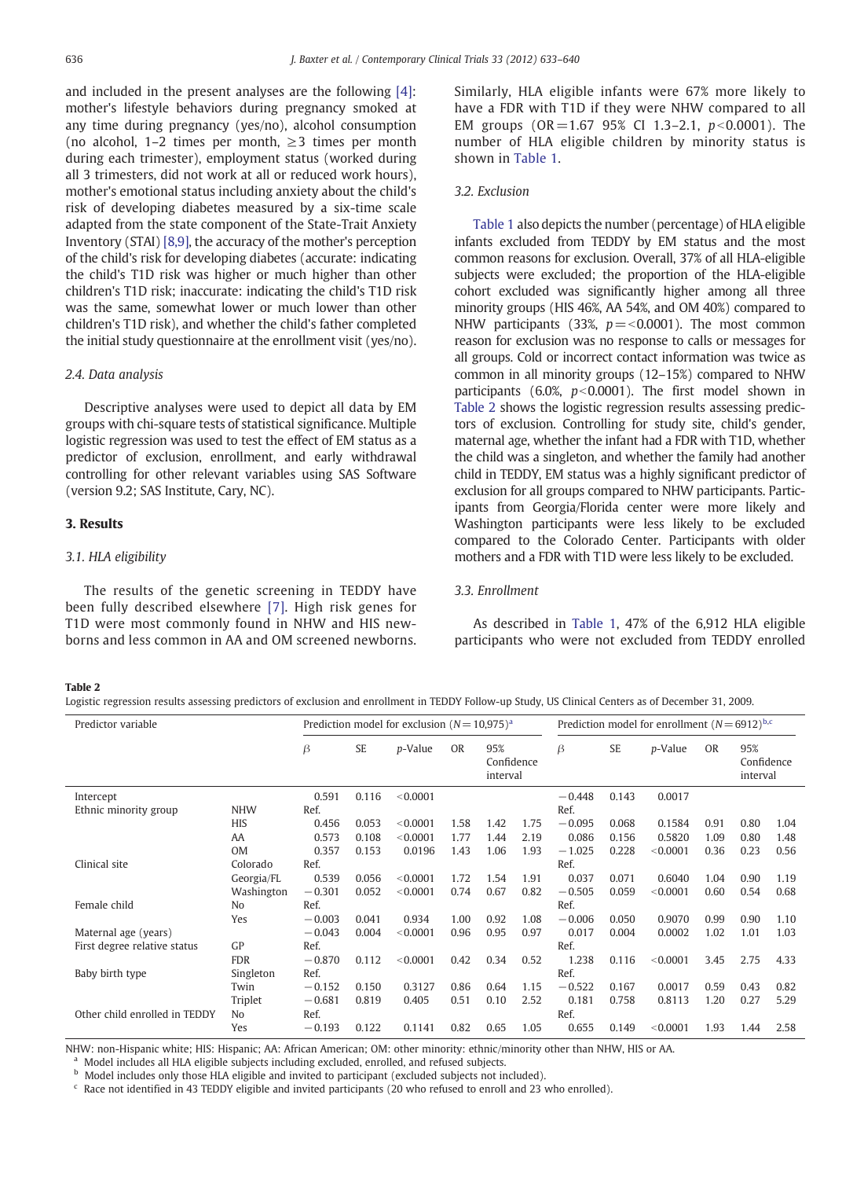and included in the present analyses are the following [4]: mother's lifestyle behaviors during pregnancy smoked at any time during pregnancy (yes/no), alcohol consumption (no alcohol, 1–2 times per month, ≥3 times per month during each trimester), employment status (worked during all 3 trimesters, did not work at all or reduced work hours), mother's emotional status including anxiety about the child's risk of developing diabetes measured by a six-time scale adapted from the state component of the State-Trait Anxiety Inventory (STAI) [8,9], the accuracy of the mother's perception of the child's risk for developing diabetes (accurate: indicating the child's T1D risk was higher or much higher than other children's T1D risk; inaccurate: indicating the child's T1D risk was the same, somewhat lower or much lower than other children's T1D risk), and whether the child's father completed the initial study questionnaire at the enrollment visit (yes/no).

### 2.4. Data analysis

Descriptive analyses were used to depict all data by EM groups with chi-square tests of statistical significance. Multiple logistic regression was used to test the effect of EM status as a predictor of exclusion, enrollment, and early withdrawal controlling for other relevant variables using SAS Software (version 9.2; SAS Institute, Cary, NC).

## 3. Results

### 3.1. HLA eligibility

The results of the genetic screening in TEDDY have been fully described elsewhere [7]. High risk genes for T1D were most commonly found in NHW and HIS newborns and less common in AA and OM screened newborns. Similarly, HLA eligible infants were 67% more likely to have a FDR with T1D if they were NHW compared to all EM groups (OR = 1.67 95% CI 1.3–2.1, $p < 0.0001$). The number of HLA eligible children by minority status is shown in Table 1.

### 3.2. Exclusion

Table 1 also depicts the number (percentage) of HLA eligible infants excluded from TEDDY by EM status and the most common reasons for exclusion. Overall, 37% of all HLA-eligible subjects were excluded; the proportion of the HLA-eligible cohort excluded was significantly higher among all three minority groups (HIS 46%, AA 54%, and OM 40%) compared to NHW participants (33%, $p = < 0.0001$). The most common reason for exclusion was no response to calls or messages for all groups. Cold or incorrect contact information was twice as common in all minority groups (12–15%) compared to NHW participants (6.0%, $p < 0.0001$). The first model shown in Table 2 shows the logistic regression results assessing predictors of exclusion. Controlling for study site, child's gender, maternal age, whether the infant had a FDR with T1D, whether the child was a singleton, and whether the family had another child in TEDDY, EM status was a highly significant predictor of exclusion for all groups compared to NHW participants. Participants from Georgia/Florida center were more likely and Washington participants were less likely to be excluded compared to the Colorado Center. Participants with older mothers and a FDR with T1D were less likely to be excluded.

### 3.3. Enrollment

As described in Table 1, 47% of the 6,912 HLA eligible participants who were not excluded from TEDDY enrolled

**Table 2**
Logistic regression results assessing predictors of exclusion and enrollment in TEDDY Follow-up Study, US Clinical Centers as of December 31, 2009.

| Predictor variable | | Prediction model for exclusion (N = 10,975)[a] | | | | | | Prediction model for enrollment (N = 6912)[b,c] | | | | | |
|---|---|---|---|---|---|---|---|---|---|---|---|---|---|
| | | $\beta$ | SE | *p*-Value | OR | 95% Confidence interval | | $\beta$ | SE | *p*-Value | OR | 95% Confidence interval | |
| Intercept | | 0.591 | 0.116 | <0.0001 | | | | −0.448 | 0.143 | 0.0017 | | | |
| Ethnic minority group | NHW | Ref. | | | | | | Ref. | | | | | |
| | HIS | 0.456 | 0.053 | <0.0001 | 1.58 | 1.42 | 1.75 | −0.095 | 0.068 | 0.1584 | 0.91 | 0.80 | 1.04 |
| | AA | 0.573 | 0.108 | <0.0001 | 1.77 | 1.44 | 2.19 | 0.086 | 0.156 | 0.5820 | 1.09 | 0.80 | 1.48 |
| | OM | 0.357 | 0.153 | 0.0196 | 1.43 | 1.06 | 1.93 | −1.025 | 0.228 | <0.0001 | 0.36 | 0.23 | 0.56 |
| Clinical site | Colorado | Ref. | | | | | | Ref. | | | | | |
| | Georgia/FL | 0.539 | 0.056 | <0.0001 | 1.72 | 1.54 | 1.91 | 0.037 | 0.071 | 0.6040 | 1.04 | 0.90 | 1.19 |
| | Washington | −0.301 | 0.052 | <0.0001 | 0.74 | 0.67 | 0.82 | −0.505 | 0.059 | <0.0001 | 0.60 | 0.54 | 0.68 |
| Female child | No | Ref. | | | | | | Ref. | | | | | |
| | Yes | −0.003 | 0.041 | 0.934 | 1.00 | 0.92 | 1.08 | −0.006 | 0.050 | 0.9070 | 0.99 | 0.90 | 1.10 |
| Maternal age (years) | | −0.043 | 0.004 | <0.0001 | 0.96 | 0.95 | 0.97 | 0.017 | 0.004 | 0.0002 | 1.02 | 1.01 | 1.03 |
| First degree relative status | GP | Ref. | | | | | | Ref. | | | | | |
| | FDR | −0.870 | 0.112 | <0.0001 | 0.42 | 0.34 | 0.52 | 1.238 | 0.116 | <0.0001 | 3.45 | 2.75 | 4.33 |
| Baby birth type | Singleton | Ref. | | | | | | Ref. | | | | | |
| | Twin | −0.152 | 0.150 | 0.3127 | 0.86 | 0.64 | 1.15 | −0.522 | 0.167 | 0.0017 | 0.59 | 0.43 | 0.82 |
| | Triplet | −0.681 | 0.819 | 0.405 | 0.51 | 0.10 | 2.52 | 0.181 | 0.758 | 0.8113 | 1.20 | 0.27 | 5.29 |
| Other child enrolled in TEDDY | No | Ref. | | | | | | Ref. | | | | | |
| | Yes | −0.193 | 0.122 | 0.1141 | 0.82 | 0.65 | 1.05 | 0.655 | 0.149 | <0.0001 | 1.93 | 1.44 | 2.58 |

NHW: non-Hispanic white; HIS: Hispanic; AA: African American; OM: other minority: ethnic/minority other than NHW, HIS or AA.

[a] Model includes all HLA eligible subjects including excluded, enrolled, and refused subjects.

[b] Model includes only those HLA eligible and invited to participant (excluded subjects not included).

[c] Race not identified in 43 TEDDY eligible and invited participants (20 who refused to enroll and 23 who enrolled).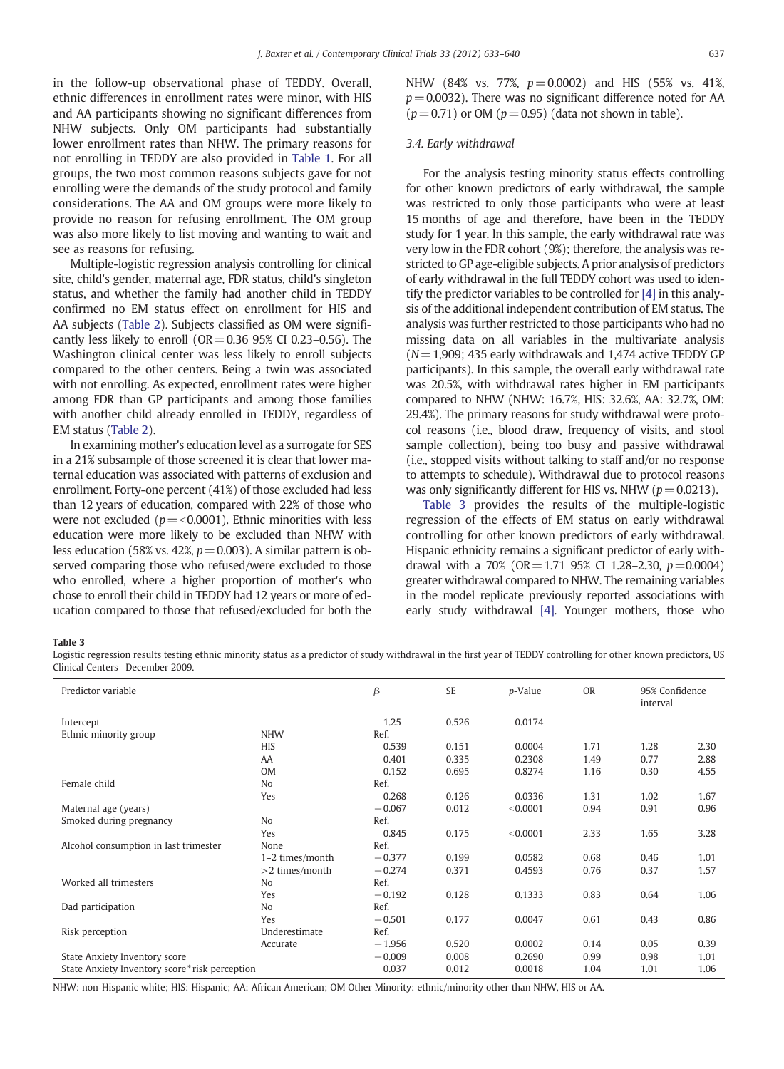in the follow-up observational phase of TEDDY. Overall, ethnic differences in enrollment rates were minor, with HIS and AA participants showing no significant differences from NHW subjects. Only OM participants had substantially lower enrollment rates than NHW. The primary reasons for not enrolling in TEDDY are also provided in Table 1. For all groups, the two most common reasons subjects gave for not enrolling were the demands of the study protocol and family considerations. The AA and OM groups were more likely to provide no reason for refusing enrollment. The OM group was also more likely to list moving and wanting to wait and see as reasons for refusing.

Multiple-logistic regression analysis controlling for clinical site, child's gender, maternal age, FDR status, child's singleton status, and whether the family had another child in TEDDY confirmed no EM status effect on enrollment for HIS and AA subjects (Table 2). Subjects classified as OM were significantly less likely to enroll (OR = 0.36 95% CI 0.23–0.56). The Washington clinical center was less likely to enroll subjects compared to the other centers. Being a twin was associated with not enrolling. As expected, enrollment rates were higher among FDR than GP participants and among those families with another child already enrolled in TEDDY, regardless of EM status (Table 2).

In examining mother's education level as a surrogate for SES in a 21% subsample of those screened it is clear that lower maternal education was associated with patterns of exclusion and enrollment. Forty-one percent (41%) of those excluded had less than 12 years of education, compared with 22% of those who were not excluded ($p = < 0.0001$). Ethnic minorities with less education were more likely to be excluded than NHW with less education (58% vs. 42%, $p = 0.003$). A similar pattern is observed comparing those who refused/were excluded to those who enrolled, where a higher proportion of mother's who chose to enroll their child in TEDDY had 12 years or more of education compared to those that refused/excluded for both the NHW (84% vs. 77%, $p = 0.0002$) and HIS (55% vs. 41%, $p = 0.0032$). There was no significant difference noted for AA ($p = 0.71$) or OM ($p = 0.95$) (data not shown in table).

### 3.4. Early withdrawal

For the analysis testing minority status effects controlling for other known predictors of early withdrawal, the sample was restricted to only those participants who were at least 15 months of age and therefore, have been in the TEDDY study for 1 year. In this sample, the early withdrawal rate was very low in the FDR cohort (9%); therefore, the analysis was restricted to GP age-eligible subjects. A prior analysis of predictors of early withdrawal in the full TEDDY cohort was used to identify the predictor variables to be controlled for [4] in this analysis of the additional independent contribution of EM status. The analysis was further restricted to those participants who had no missing data on all variables in the multivariate analysis ($N = 1{,}909$; 435 early withdrawals and 1,474 active TEDDY GP participants). In this sample, the overall early withdrawal rate was 20.5%, with withdrawal rates higher in EM participants compared to NHW (NHW: 16.7%, HIS: 32.6%, AA: 32.7%, OM: 29.4%). The primary reasons for study withdrawal were protocol reasons (i.e., blood draw, frequency of visits, and stool sample collection), being too busy and passive withdrawal (i.e., stopped visits without talking to staff and/or no response to attempts to schedule). Withdrawal due to protocol reasons was only significantly different for HIS vs. NHW ($p = 0.0213$).

Table 3 provides the results of the multiple-logistic regression of the effects of EM status on early withdrawal controlling for other known predictors of early withdrawal. Hispanic ethnicity remains a significant predictor of early withdrawal with a 70% (OR = 1.71 95% CI 1.28–2.30, $p = 0.0004$) greater withdrawal compared to NHW. The remaining variables in the model replicate previously reported associations with early study withdrawal [4]. Younger mothers, those who

**Table 3**
Logistic regression results testing ethnic minority status as a predictor of study withdrawal in the first year of TEDDY controlling for other known predictors, US Clinical Centers—December 2009.

| Predictor variable | | β | SE | p-Value | OR | 95% Confidence interval | |
|---|---|---|---|---|---|---|---|
| Intercept | | 1.25 | 0.526 | 0.0174 | | | |
| Ethnic minority group | NHW | Ref. | | | | | |
| | HIS | 0.539 | 0.151 | 0.0004 | 1.71 | 1.28 | 2.30 |
| | AA | 0.401 | 0.335 | 0.2308 | 1.49 | 0.77 | 2.88 |
| | OM | 0.152 | 0.695 | 0.8274 | 1.16 | 0.30 | 4.55 |
| Female child | No | Ref. | | | | | |
| | Yes | 0.268 | 0.126 | 0.0336 | 1.31 | 1.02 | 1.67 |
| Maternal age (years) | | −0.067 | 0.012 | <0.0001 | 0.94 | 0.91 | 0.96 |
| Smoked during pregnancy | No | Ref. | | | | | |
| | Yes | 0.845 | 0.175 | <0.0001 | 2.33 | 1.65 | 3.28 |
| Alcohol consumption in last trimester | None | Ref. | | | | | |
| | 1–2 times/month | −0.377 | 0.199 | 0.0582 | 0.68 | 0.46 | 1.01 |
| | >2 times/month | −0.274 | 0.371 | 0.4593 | 0.76 | 0.37 | 1.57 |
| Worked all trimesters | No | Ref. | | | | | |
| | Yes | −0.192 | 0.128 | 0.1333 | 0.83 | 0.64 | 1.06 |
| Dad participation | No | Ref. | | | | | |
| | Yes | −0.501 | 0.177 | 0.0047 | 0.61 | 0.43 | 0.86 |
| Risk perception | Underestimate | Ref. | | | | | |
| | Accurate | −1.956 | 0.520 | 0.0002 | 0.14 | 0.05 | 0.39 |
| State Anxiety Inventory score | | −0.009 | 0.008 | 0.2690 | 0.99 | 0.98 | 1.01 |
| State Anxiety Inventory score*risk perception | | 0.037 | 0.012 | 0.0018 | 1.04 | 1.01 | 1.06 |

NHW: non-Hispanic white; HIS: Hispanic; AA: African American; OM Other Minority: ethnic/minority other than NHW, HIS or AA.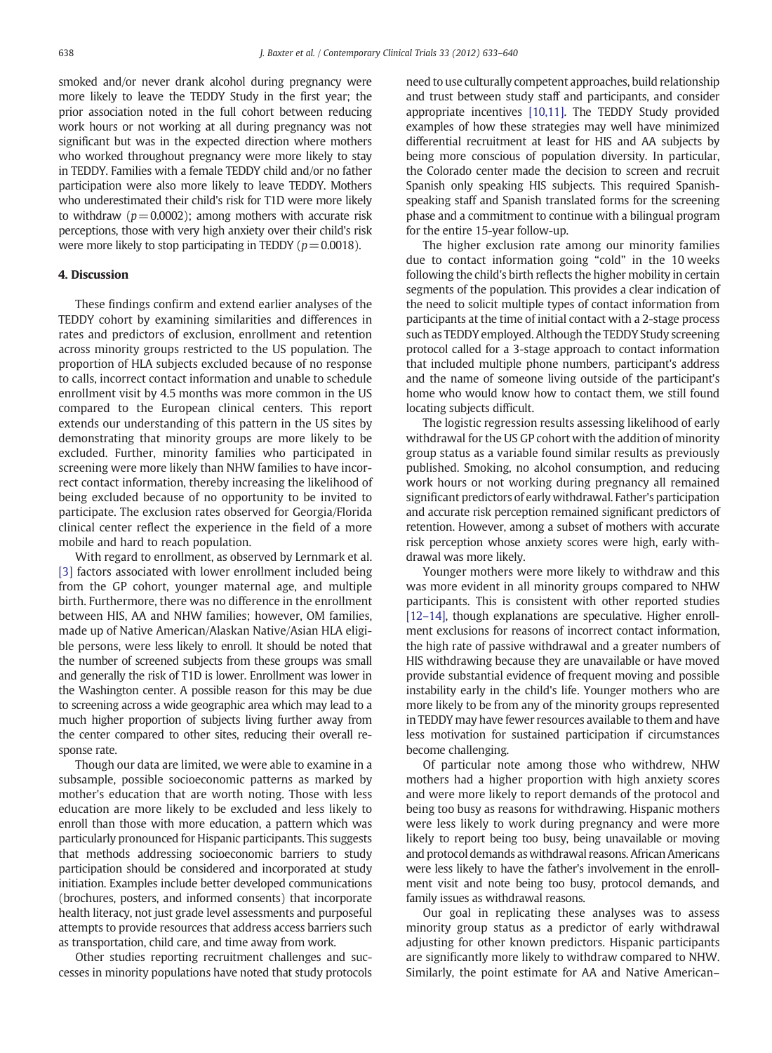smoked and/or never drank alcohol during pregnancy were more likely to leave the TEDDY Study in the first year; the prior association noted in the full cohort between reducing work hours or not working at all during pregnancy was not significant but was in the expected direction where mothers who worked throughout pregnancy were more likely to stay in TEDDY. Families with a female TEDDY child and/or no father participation were also more likely to leave TEDDY. Mothers who underestimated their child's risk for T1D were more likely to withdraw ($p = 0.0002$); among mothers with accurate risk perceptions, those with very high anxiety over their child's risk were more likely to stop participating in TEDDY ($p = 0.0018$).

## 4. Discussion

These findings confirm and extend earlier analyses of the TEDDY cohort by examining similarities and differences in rates and predictors of exclusion, enrollment and retention across minority groups restricted to the US population. The proportion of HLA subjects excluded because of no response to calls, incorrect contact information and unable to schedule enrollment visit by 4.5 months was more common in the US compared to the European clinical centers. This report extends our understanding of this pattern in the US sites by demonstrating that minority groups are more likely to be excluded. Further, minority families who participated in screening were more likely than NHW families to have incorrect contact information, thereby increasing the likelihood of being excluded because of no opportunity to be invited to participate. The exclusion rates observed for Georgia/Florida clinical center reflect the experience in the field of a more mobile and hard to reach population.

With regard to enrollment, as observed by Lernmark et al. [3] factors associated with lower enrollment included being from the GP cohort, younger maternal age, and multiple birth. Furthermore, there was no difference in the enrollment between HIS, AA and NHW families; however, OM families, made up of Native American/Alaskan Native/Asian HLA eligible persons, were less likely to enroll. It should be noted that the number of screened subjects from these groups was small and generally the risk of T1D is lower. Enrollment was lower in the Washington center. A possible reason for this may be due to screening across a wide geographic area which may lead to a much higher proportion of subjects living further away from the center compared to other sites, reducing their overall response rate.

Though our data are limited, we were able to examine in a subsample, possible socioeconomic patterns as marked by mother's education that are worth noting. Those with less education are more likely to be excluded and less likely to enroll than those with more education, a pattern which was particularly pronounced for Hispanic participants. This suggests that methods addressing socioeconomic barriers to study participation should be considered and incorporated at study initiation. Examples include better developed communications (brochures, posters, and informed consents) that incorporate health literacy, not just grade level assessments and purposeful attempts to provide resources that address access barriers such as transportation, child care, and time away from work.

Other studies reporting recruitment challenges and successes in minority populations have noted that study protocols need to use culturally competent approaches, build relationship and trust between study staff and participants, and consider appropriate incentives [10,11]. The TEDDY Study provided examples of how these strategies may well have minimized differential recruitment at least for HIS and AA subjects by being more conscious of population diversity. In particular, the Colorado center made the decision to screen and recruit Spanish only speaking HIS subjects. This required Spanish-speaking staff and Spanish translated forms for the screening phase and a commitment to continue with a bilingual program for the entire 15-year follow-up.

The higher exclusion rate among our minority families due to contact information going "cold" in the 10 weeks following the child's birth reflects the higher mobility in certain segments of the population. This provides a clear indication of the need to solicit multiple types of contact information from participants at the time of initial contact with a 2-stage process such as TEDDY employed. Although the TEDDY Study screening protocol called for a 3-stage approach to contact information that included multiple phone numbers, participant's address and the name of someone living outside of the participant's home who would know how to contact them, we still found locating subjects difficult.

The logistic regression results assessing likelihood of early withdrawal for the US GP cohort with the addition of minority group status as a variable found similar results as previously published. Smoking, no alcohol consumption, and reducing work hours or not working during pregnancy all remained significant predictors of early withdrawal. Father's participation and accurate risk perception remained significant predictors of retention. However, among a subset of mothers with accurate risk perception whose anxiety scores were high, early withdrawal was more likely.

Younger mothers were more likely to withdraw and this was more evident in all minority groups compared to NHW participants. This is consistent with other reported studies [12–14], though explanations are speculative. Higher enrollment exclusions for reasons of incorrect contact information, the high rate of passive withdrawal and a greater numbers of HIS withdrawing because they are unavailable or have moved provide substantial evidence of frequent moving and possible instability early in the child's life. Younger mothers who are more likely to be from any of the minority groups represented in TEDDY may have fewer resources available to them and have less motivation for sustained participation if circumstances become challenging.

Of particular note among those who withdrew, NHW mothers had a higher proportion with high anxiety scores and were more likely to report demands of the protocol and being too busy as reasons for withdrawing. Hispanic mothers were less likely to work during pregnancy and were more likely to report being too busy, being unavailable or moving and protocol demands as withdrawal reasons. African Americans were less likely to have the father's involvement in the enrollment visit and note being too busy, protocol demands, and family issues as withdrawal reasons.

Our goal in replicating these analyses was to assess minority group status as a predictor of early withdrawal adjusting for other known predictors. Hispanic participants are significantly more likely to withdraw compared to NHW. Similarly, the point estimate for AA and Native American–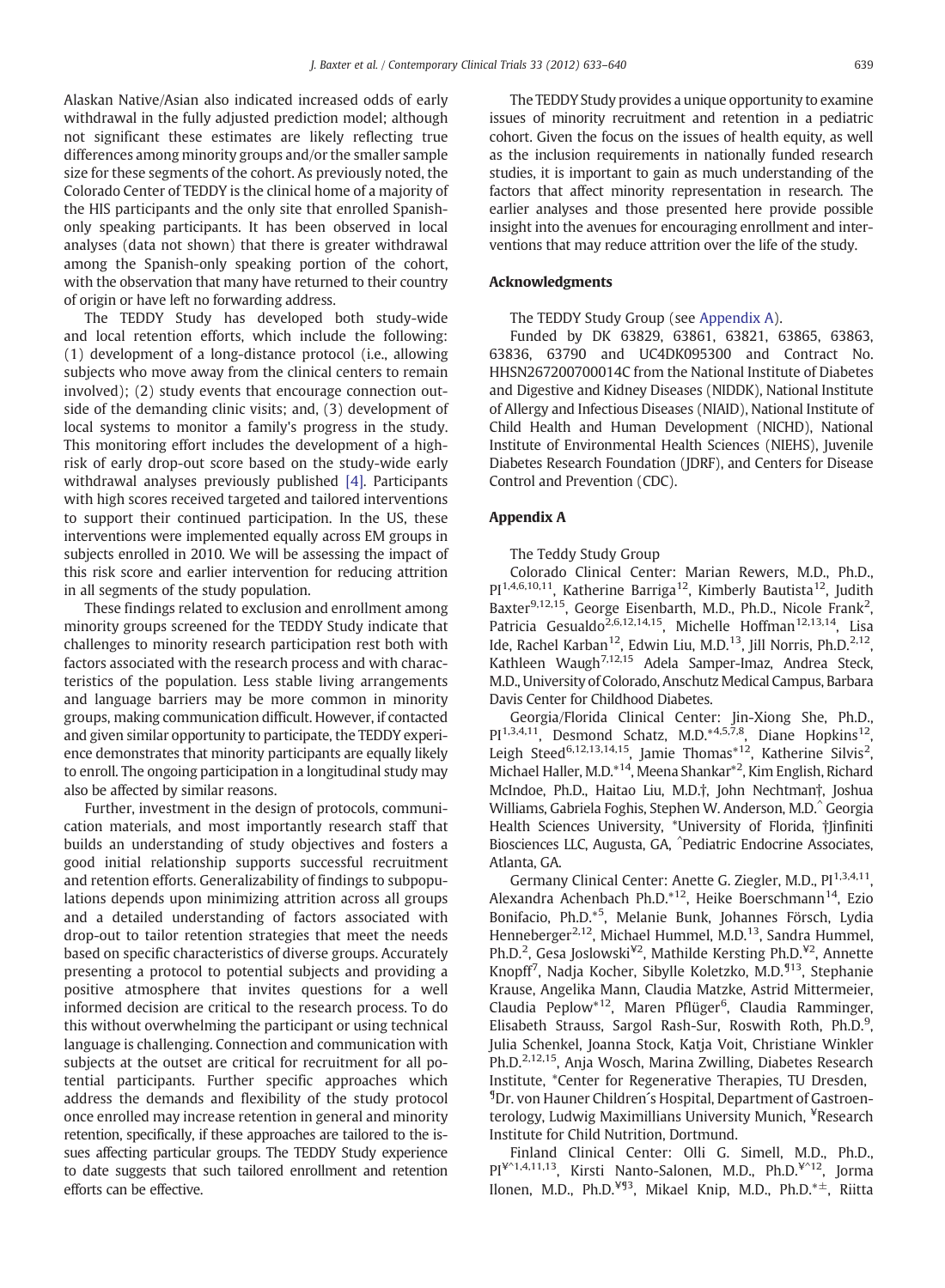Alaskan Native/Asian also indicated increased odds of early withdrawal in the fully adjusted prediction model; although not significant these estimates are likely reflecting true differences among minority groups and/or the smaller sample size for these segments of the cohort. As previously noted, the Colorado Center of TEDDY is the clinical home of a majority of the HIS participants and the only site that enrolled Spanish-only speaking participants. It has been observed in local analyses (data not shown) that there is greater withdrawal among the Spanish-only speaking portion of the cohort, with the observation that many have returned to their country of origin or have left no forwarding address.

The TEDDY Study has developed both study-wide and local retention efforts, which include the following: (1) development of a long-distance protocol (i.e., allowing subjects who move away from the clinical centers to remain involved); (2) study events that encourage connection outside of the demanding clinic visits; and, (3) development of local systems to monitor a family's progress in the study. This monitoring effort includes the development of a high-risk of early drop-out score based on the study-wide early withdrawal analyses previously published [4]. Participants with high scores received targeted and tailored interventions to support their continued participation. In the US, these interventions were implemented equally across EM groups in subjects enrolled in 2010. We will be assessing the impact of this risk score and earlier intervention for reducing attrition in all segments of the study population.

These findings related to exclusion and enrollment among minority groups screened for the TEDDY Study indicate that challenges to minority research participation rest both with factors associated with the research process and with characteristics of the population. Less stable living arrangements and language barriers may be more common in minority groups, making communication difficult. However, if contacted and given similar opportunity to participate, the TEDDY experience demonstrates that minority participants are equally likely to enroll. The ongoing participation in a longitudinal study may also be affected by similar reasons.

Further, investment in the design of protocols, communication materials, and most importantly research staff that builds an understanding of study objectives and fosters a good initial relationship supports successful recruitment and retention efforts. Generalizability of findings to subpopulations depends upon minimizing attrition across all groups and a detailed understanding of factors associated with drop-out to tailor retention strategies that meet the needs based on specific characteristics of diverse groups. Accurately presenting a protocol to potential subjects and providing a positive atmosphere that invites questions for a well informed decision are critical to the research process. To do this without overwhelming the participant or using technical language is challenging. Connection and communication with subjects at the outset are critical for recruitment for all potential participants. Further specific approaches which address the demands and flexibility of the study protocol once enrolled may increase retention in general and minority retention, specifically, if these approaches are tailored to the issues affecting particular groups. The TEDDY Study experience to date suggests that such tailored enrollment and retention efforts can be effective.

The TEDDY Study provides a unique opportunity to examine issues of minority recruitment and retention in a pediatric cohort. Given the focus on the issues of health equity, as well as the inclusion requirements in nationally funded research studies, it is important to gain as much understanding of the factors that affect minority representation in research. The earlier analyses and those presented here provide possible insight into the avenues for encouraging enrollment and interventions that may reduce attrition over the life of the study.

## Acknowledgments

The TEDDY Study Group (see Appendix A).

Funded by DK 63829, 63861, 63821, 63865, 63863, 63836, 63790 and UC4DK095300 and Contract No. HHSN267200700014C from the National Institute of Diabetes and Digestive and Kidney Diseases (NIDDK), National Institute of Allergy and Infectious Diseases (NIAID), National Institute of Child Health and Human Development (NICHD), National Institute of Environmental Health Sciences (NIEHS), Juvenile Diabetes Research Foundation (JDRF), and Centers for Disease Control and Prevention (CDC).

## Appendix A

The Teddy Study Group

Colorado Clinical Center: Marian Rewers, M.D., Ph.D., PI[1,4,6,10,11], Katherine Barriga[12], Kimberly Bautista[12], Judith Baxter[9,12,15], George Eisenbarth, M.D., Ph.D., Nicole Frank[2], Patricia Gesualdo[2,6,12,14,15], Michelle Hoffman[12,13,14], Lisa Ide, Rachel Karban[12], Edwin Liu, M.D.[13], Jill Norris, Ph.D.[2,12], Kathleen Waugh[7,12,15] Adela Samper-Imaz, Andrea Steck, M.D., University of Colorado, Anschutz Medical Campus, Barbara Davis Center for Childhood Diabetes.

Georgia/Florida Clinical Center: Jin-Xiong She, Ph.D., PI[1,3,4,11], Desmond Schatz, M.D.*[4,5,7,8], Diane Hopkins[12], Leigh Steed[6,12,13,14,15], Jamie Thomas*[12], Katherine Silvis[2], Michael Haller, M.D.*[14], Meena Shankar*[2], Kim English, Richard McIndoe, Ph.D., Haitao Liu, M.D.†, John Nechtman†, Joshua Williams, Gabriela Foghis, Stephen W. Anderson, M.D.^ Georgia Health Sciences University, *University of Florida, †Jinfiniti Biosciences LLC, Augusta, GA, ^Pediatric Endocrine Associates, Atlanta, GA.

Germany Clinical Center: Anette G. Ziegler, M.D., PI[1,3,4,11], Alexandra Achenbach Ph.D.*[12], Heike Boerschmann[14], Ezio Bonifacio, Ph.D.*[5], Melanie Bunk, Johannes Försch, Lydia Henneberger[2,12], Michael Hummel, M.D.[13], Sandra Hummel, Ph.D.[2], Gesa Joslowski[¥2], Mathilde Kersting Ph.D.[¥2], Annette Knopff[7], Nadja Kocher, Sibylle Koletzko, M.D.[¶13], Stephanie Krause, Angelika Mann, Claudia Matzke, Astrid Mittermeier, Claudia Peplow*[12], Maren Pflüger[6], Claudia Ramminger, Elisabeth Strauss, Sargol Rash-Sur, Roswith Roth, Ph.D.[9], Julia Schenkel, Joanna Stock, Katja Voit, Christiane Winkler Ph.D.[2,12,15], Anja Wosch, Marina Zwilling, Diabetes Research Institute, *Center for Regenerative Therapies, TU Dresden, ¶Dr. von Hauner Children´s Hospital, Department of Gastroenterology, Ludwig Maximillians University Munich, ¥Research Institute for Child Nutrition, Dortmund.

Finland Clinical Center: Olli G. Simell, M.D., Ph.D., PI[¥^1,4,11,13], Kirsti Nanto-Salonen, M.D., Ph.D.[¥^12], Jorma Ilonen, M.D., Ph.D.[¥¶3], Mikael Knip, M.D., Ph.D.*±, Riitta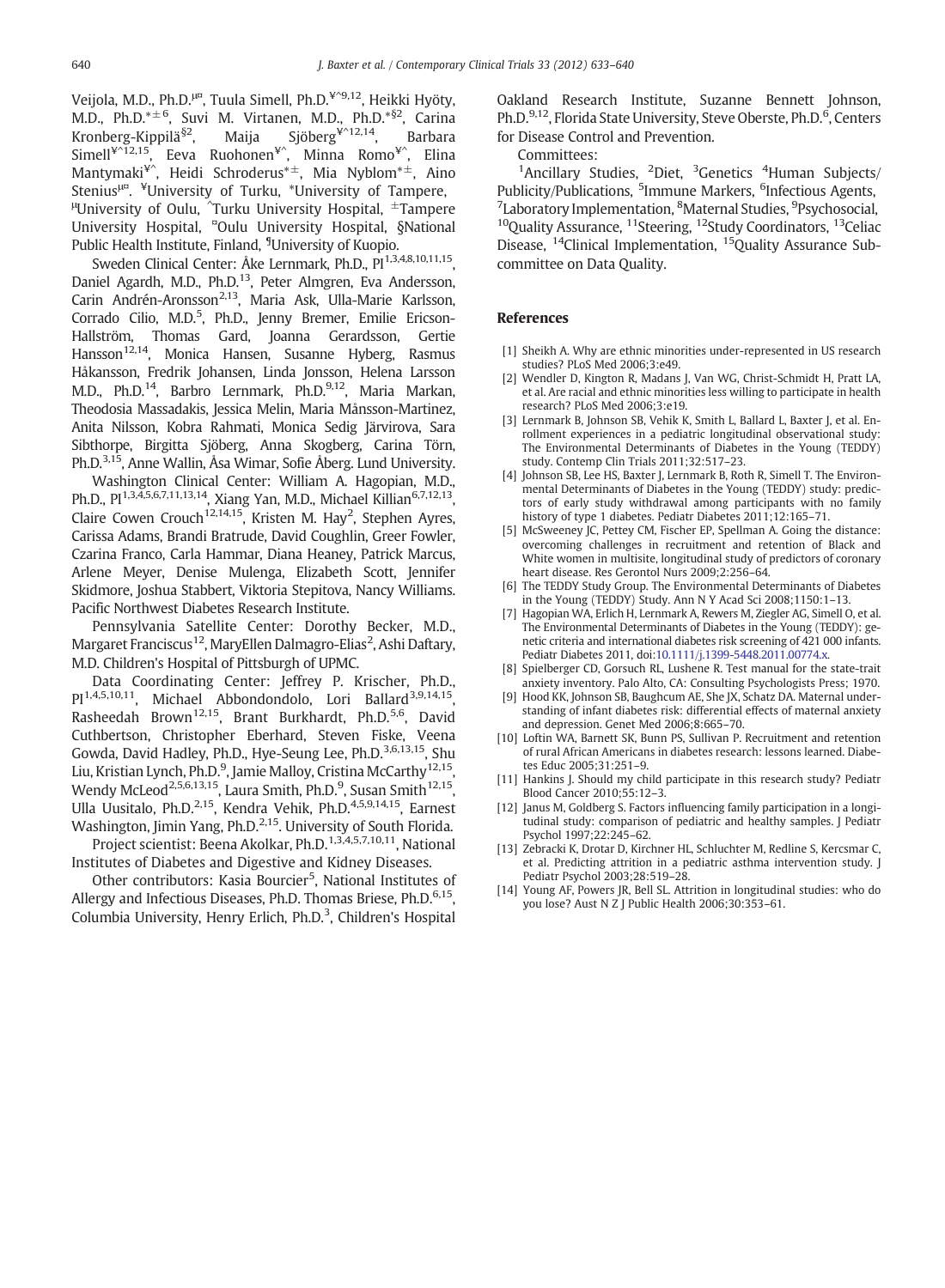Veijola, M.D., Ph.D.[µ¤], Tuula Simell, Ph.D.[¥^9,12], Heikki Hyöty, M.D., Ph.D.[*±6], Suvi M. Virtanen, M.D., Ph.D.[*§2], Carina Kronberg-Kippilä[§2], Maija Sjöberg[¥^12,14], Barbara Simell[¥^12,15], Eeva Ruohonen[¥^], Minna Romo[¥^], Elina Mantymaki[¥^], Heidi Schroderus[*±], Mia Nyblom[*±], Aino Stenius[µ¤]. [¥]University of Turku, [*]University of Tampere, [µ]University of Oulu, [^]Turku University Hospital, [±]Tampere University Hospital, [¤]Oulu University Hospital, §National Public Health Institute, Finland, [¶]University of Kuopio.

Sweden Clinical Center: Åke Lernmark, Ph.D., PI[1,3,4,8,10,11,15], Daniel Agardh, M.D., Ph.D.[13], Peter Almgren, Eva Andersson, Carin Andrén-Aronsson[2,13], Maria Ask, Ulla-Marie Karlsson, Corrado Cilio, M.D.[5], Ph.D., Jenny Bremer, Emilie Ericson-Hallström, Thomas Gard, Joanna Gerardsson, Gertie Hansson[12,14], Monica Hansen, Susanne Hyberg, Rasmus Håkansson, Fredrik Johansen, Linda Jonsson, Helena Larsson M.D., Ph.D.[14], Barbro Lernmark, Ph.D.[9,12], Maria Markan, Theodosia Massadakis, Jessica Melin, Maria Månsson-Martinez, Anita Nilsson, Kobra Rahmati, Monica Sedig Järvirova, Sara Sibthorpe, Birgitta Sjöberg, Anna Skogberg, Carina Törn, Ph.D.[3,15], Anne Wallin, Åsa Wimar, Sofie Åberg. Lund University.

Washington Clinical Center: William A. Hagopian, M.D., Ph.D., PI[1,3,4,5,6,7,11,13,14], Xiang Yan, M.D., Michael Killian[6,7,12,13], Claire Cowen Crouch[12,14,15], Kristen M. Hay[2], Stephen Ayres, Carissa Adams, Brandi Bratrude, David Coughlin, Greer Fowler, Czarina Franco, Carla Hammar, Diana Heaney, Patrick Marcus, Arlene Meyer, Denise Mulenga, Elizabeth Scott, Jennifer Skidmore, Joshua Stabbert, Viktoria Stepitova, Nancy Williams. Pacific Northwest Diabetes Research Institute.

Pennsylvania Satellite Center: Dorothy Becker, M.D., Margaret Franciscus[12], MaryEllen Dalmagro-Elias[2], Ashi Daftary, M.D. Children's Hospital of Pittsburgh of UPMC.

Data Coordinating Center: Jeffrey P. Krischer, Ph.D., PI[1,4,5,10,11], Michael Abbondondolo, Lori Ballard[3,9,14,15], Rasheedah Brown[12,15], Brant Burkhardt, Ph.D.[5,6], David Cuthbertson, Christopher Eberhard, Steven Fiske, Veena Gowda, David Hadley, Ph.D., Hye-Seung Lee, Ph.D.[3,6,13,15], Shu Liu, Kristian Lynch, Ph.D.[9], Jamie Malloy, Cristina McCarthy[12,15], Wendy McLeod[2,5,6,13,15], Laura Smith, Ph.D.[9], Susan Smith[12,15], Ulla Uusitalo, Ph.D.[2,15], Kendra Vehik, Ph.D.[4,5,9,14,15], Earnest Washington, Jimin Yang, Ph.D.[2,15]. University of South Florida.

Project scientist: Beena Akolkar, Ph.D.[1,3,4,5,7,10,11], National Institutes of Diabetes and Digestive and Kidney Diseases.

Other contributors: Kasia Bourcier[5], National Institutes of Allergy and Infectious Diseases, Ph.D. Thomas Briese, Ph.D.[6,15], Columbia University, Henry Erlich, Ph.D.[3], Children's Hospital Oakland Research Institute, Suzanne Bennett Johnson, Ph.D.[9,12], Florida State University, Steve Oberste, Ph.D.[6], Centers for Disease Control and Prevention.

Committees:

[1]Ancillary Studies, [2]Diet, [3]Genetics [4]Human Subjects/Publicity/Publications, [5]Immune Markers, [6]Infectious Agents, [7]Laboratory Implementation, [8]Maternal Studies, [9]Psychosocial, [10]Quality Assurance, [11]Steering, [12]Study Coordinators, [13]Celiac Disease, [14]Clinical Implementation, [15]Quality Assurance Subcommittee on Data Quality.

## References

[1] Sheikh A. Why are ethnic minorities under-represented in US research studies? PLoS Med 2006;3:e49.

[2] Wendler D, Kington R, Madans J, Van WG, Christ-Schmidt H, Pratt LA, et al. Are racial and ethnic minorities less willing to participate in health research? PLoS Med 2006;3:e19.

[3] Lernmark B, Johnson SB, Vehik K, Smith L, Ballard L, Baxter J, et al. Enrollment experiences in a pediatric longitudinal observational study: The Environmental Determinants of Diabetes in the Young (TEDDY) study. Contemp Clin Trials 2011;32:517–23.

[4] Johnson SB, Lee HS, Baxter J, Lernmark B, Roth R, Simell T. The Environmental Determinants of Diabetes in the Young (TEDDY) study: predictors of early study withdrawal among participants with no family history of type 1 diabetes. Pediatr Diabetes 2011;12:165–71.

[5] McSweeney JC, Pettey CM, Fischer EP, Spellman A. Going the distance: overcoming challenges in recruitment and retention of Black and White women in multisite, longitudinal study of predictors of coronary heart disease. Res Gerontol Nurs 2009;2:256–64.

[6] The TEDDY Study Group. The Environmental Determinants of Diabetes in the Young (TEDDY) Study. Ann N Y Acad Sci 2008;1150:1–13.

[7] Hagopian WA, Erlich H, Lernmark A, Rewers M, Ziegler AG, Simell O, et al. The Environmental Determinants of Diabetes in the Young (TEDDY): genetic criteria and international diabetes risk screening of 421 000 infants. Pediatr Diabetes 2011, doi:10.1111/j.1399-5448.2011.00774.x.

[8] Spielberger CD, Gorsuch RL, Lushene R. Test manual for the state-trait anxiety inventory. Palo Alto, CA: Consulting Psychologists Press; 1970.

[9] Hood KK, Johnson SB, Baughcum AE, She JX, Schatz DA. Maternal understanding of infant diabetes risk: differential effects of maternal anxiety and depression. Genet Med 2006;8:665–70.

[10] Loftin WA, Barnett SK, Bunn PS, Sullivan P. Recruitment and retention of rural African Americans in diabetes research: lessons learned. Diabetes Educ 2005;31:251–9.

[11] Hankins J. Should my child participate in this research study? Pediatr Blood Cancer 2010;55:12–3.

[12] Janus M, Goldberg S. Factors influencing family participation in a longitudinal study: comparison of pediatric and healthy samples. J Pediatr Psychol 1997;22:245–62.

[13] Zebracki K, Drotar D, Kirchner HL, Schluchter M, Redline S, Kercsmar C, et al. Predicting attrition in a pediatric asthma intervention study. J Pediatr Psychol 2003;28:519–28.

[14] Young AF, Powers JR, Bell SL. Attrition in longitudinal studies: who do you lose? Aust N Z J Public Health 2006;30:353–61.